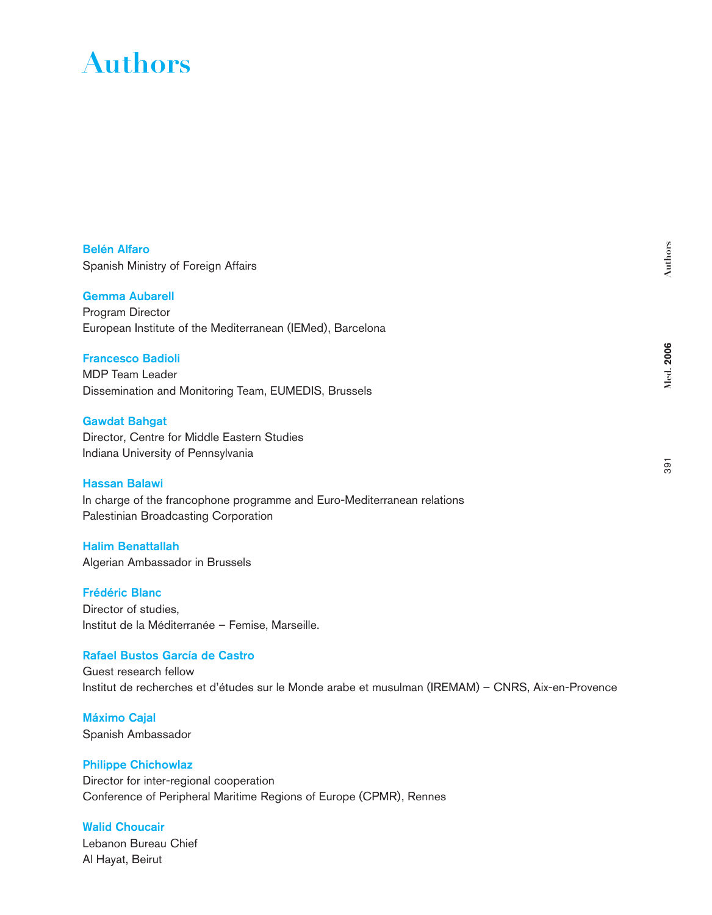# Authors

**Belén Alfaro**
Spanish Ministry of Foreign Affairs

**Gemma Aubarell**
Program Director
European Institute of the Mediterranean (IEMed), Barcelona

**Francesco Badioli**
MDP Team Leader
Dissemination and Monitoring Team, EUMEDIS, Brussels

**Gawdat Bahgat**
Director, Centre for Middle Eastern Studies
Indiana University of Pennsylvania

**Hassan Balawi**
In charge of the francophone programme and Euro-Mediterranean relations
Palestinian Broadcasting Corporation

**Halim Benattallah**
Algerian Ambassador in Brussels

**Frédéric Blanc**
Director of studies,
Institut de la Méditerranée – Femise, Marseille.

**Rafael Bustos García de Castro**
Guest research fellow
Institut de recherches et d'études sur le Monde arabe et musulman (IREMAM) – CNRS, Aix-en-Provence

**Máximo Cajal**
Spanish Ambassador

**Philippe Chichowlaz**
Director for inter-regional cooperation
Conference of Peripheral Maritime Regions of Europe (CPMR), Rennes

**Walid Choucair**
Lebanon Bureau Chief
Al Hayat, Beirut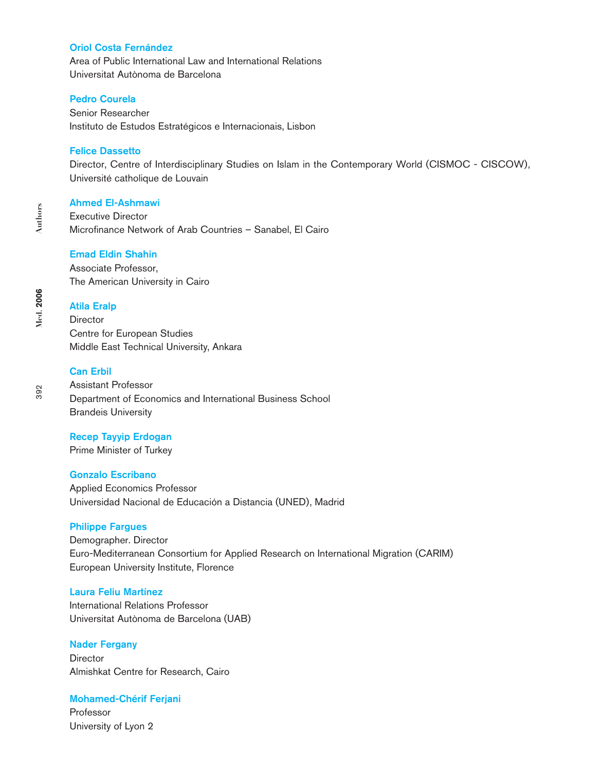**Oriol Costa Fernández**
Area of Public International Law and International Relations
Universitat Autònoma de Barcelona

**Pedro Courela**
Senior Researcher
Instituto de Estudos Estratégicos e Internacionais, Lisbon

**Felice Dassetto**
Director, Centre of Interdisciplinary Studies on Islam in the Contemporary World (CISMOC - CISCOW),
Université catholique de Louvain

**Ahmed El-Ashmawi**
Executive Director
Microfinance Network of Arab Countries – Sanabel, El Cairo

**Emad Eldin Shahin**
Associate Professor,
The American University in Cairo

**Atila Eralp**
Director
Centre for European Studies
Middle East Technical University, Ankara

**Can Erbil**
Assistant Professor
Department of Economics and International Business School
Brandeis University

**Recep Tayyip Erdogan**
Prime Minister of Turkey

**Gonzalo Escribano**
Applied Economics Professor
Universidad Nacional de Educación a Distancia (UNED), Madrid

**Philippe Fargues**
Demographer. Director
Euro-Mediterranean Consortium for Applied Research on International Migration (CARIM)
European University Institute, Florence

**Laura Feliu Martínez**
International Relations Professor
Universitat Autònoma de Barcelona (UAB)

**Nader Fergany**
Director
Almishkat Centre for Research, Cairo

**Mohamed-Chérif Ferjani**
Professor
University of Lyon 2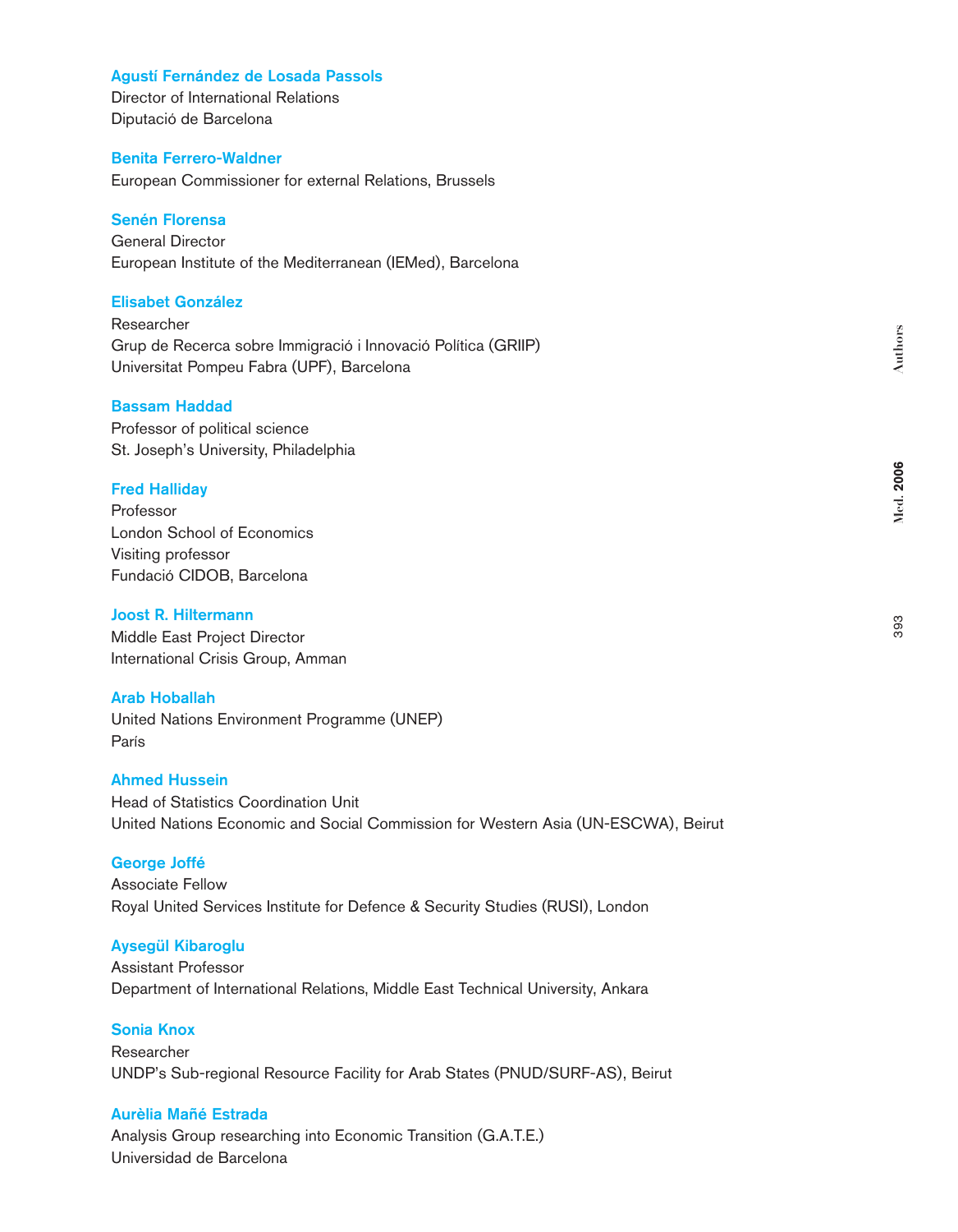**Agustí Fernández de Losada Passols**
Director of International Relations
Diputació de Barcelona

**Benita Ferrero-Waldner**
European Commissioner for external Relations, Brussels

**Senén Florensa**
General Director
European Institute of the Mediterranean (IEMed), Barcelona

**Elisabet González**
Researcher
Grup de Recerca sobre Immigració i Innovació Política (GRIIP)
Universitat Pompeu Fabra (UPF), Barcelona

**Bassam Haddad**
Professor of political science
St. Joseph's University, Philadelphia

**Fred Halliday**
Professor
London School of Economics
Visiting professor
Fundació CIDOB, Barcelona

**Joost R. Hiltermann**
Middle East Project Director
International Crisis Group, Amman

**Arab Hoballah**
United Nations Environment Programme (UNEP)
París

**Ahmed Hussein**
Head of Statistics Coordination Unit
United Nations Economic and Social Commission for Western Asia (UN-ESCWA), Beirut

**George Joffé**
Associate Fellow
Royal United Services Institute for Defence & Security Studies (RUSI), London

**Aysegül Kibaroglu**
Assistant Professor
Department of International Relations, Middle East Technical University, Ankara

**Sonia Knox**
Researcher
UNDP's Sub-regional Resource Facility for Arab States (PNUD/SURF-AS), Beirut

**Aurèlia Mañé Estrada**
Analysis Group researching into Economic Transition (G.A.T.E.)
Universidad de Barcelona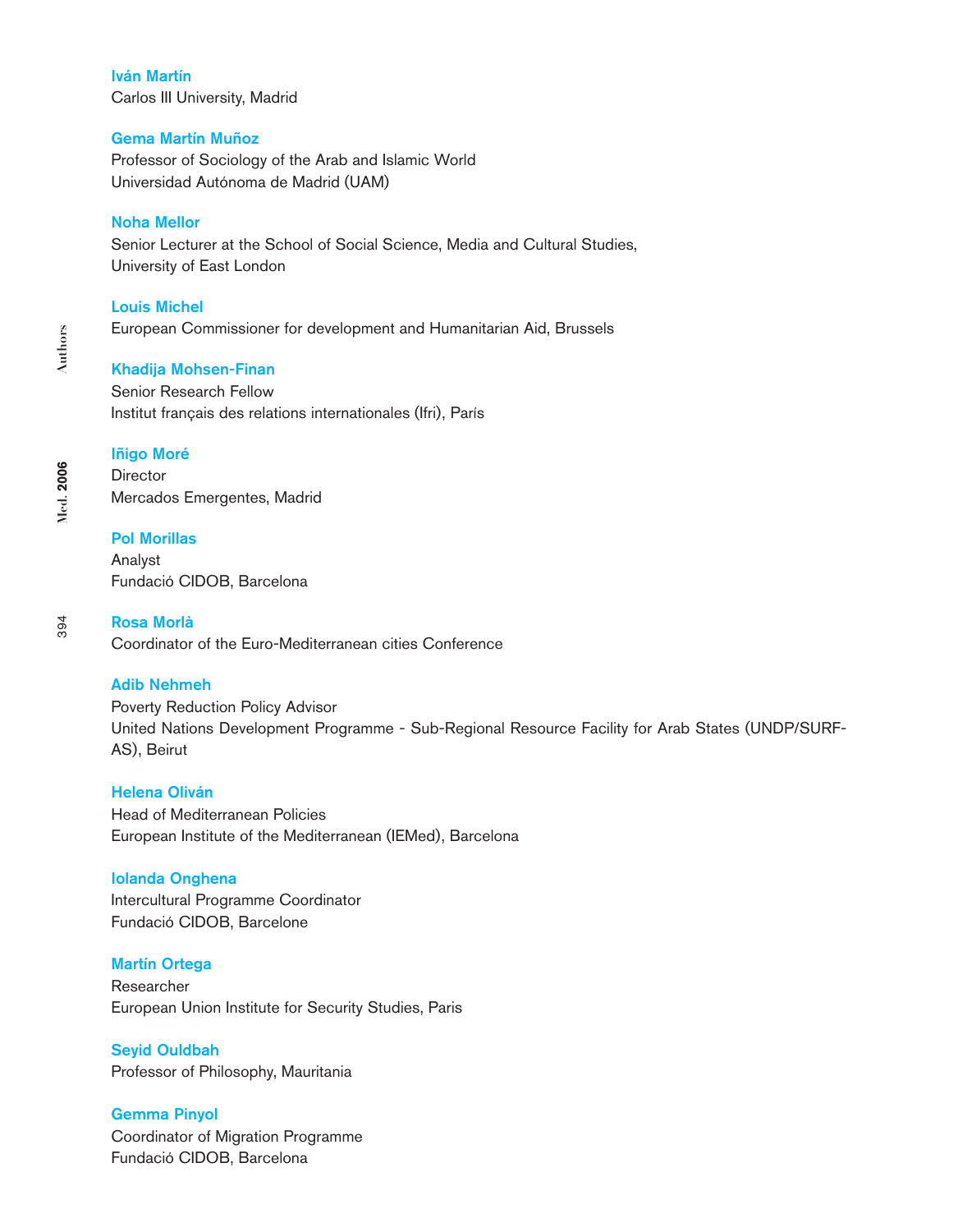**Iván Martín**
Carlos III University, Madrid

**Gema Martín Muñoz**
Professor of Sociology of the Arab and Islamic World
Universidad Autónoma de Madrid (UAM)

**Noha Mellor**
Senior Lecturer at the School of Social Science, Media and Cultural Studies,
University of East London

**Louis Michel**
European Commissioner for development and Humanitarian Aid, Brussels

**Khadija Mohsen-Finan**
Senior Research Fellow
Institut français des relations internationales (Ifri), París

**Iñigo Moré**
Director
Mercados Emergentes, Madrid

**Pol Morillas**
Analyst
Fundació CIDOB, Barcelona

**Rosa Morlà**
Coordinator of the Euro-Mediterranean cities Conference

**Adib Nehmeh**
Poverty Reduction Policy Advisor
United Nations Development Programme - Sub-Regional Resource Facility for Arab States (UNDP/SURF-AS), Beirut

**Helena Oliván**
Head of Mediterranean Policies
European Institute of the Mediterranean (IEMed), Barcelona

**Iolanda Onghena**
Intercultural Programme Coordinator
Fundació CIDOB, Barcelone

**Martín Ortega**
Researcher
European Union Institute for Security Studies, Paris

**Seyid Ouldbah**
Professor of Philosophy, Mauritania

**Gemma Pinyol**
Coordinator of Migration Programme
Fundació CIDOB, Barcelona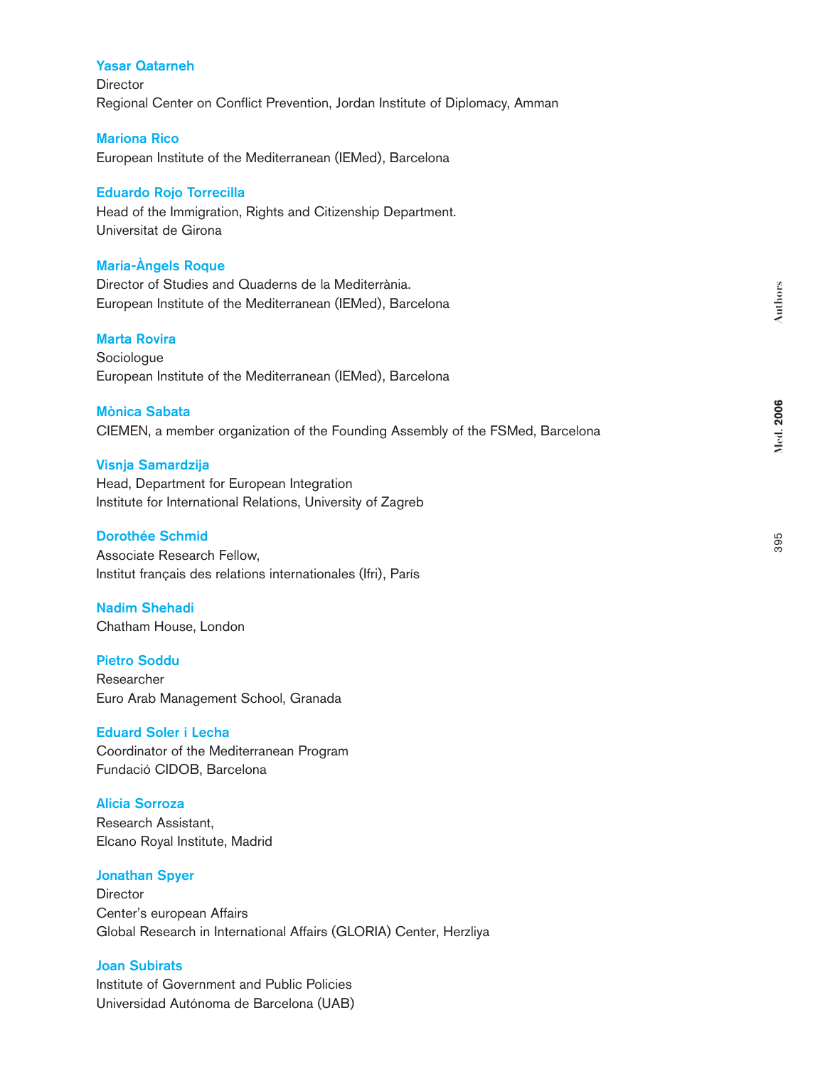**Yasar Qatarneh**
Director
Regional Center on Conflict Prevention, Jordan Institute of Diplomacy, Amman

**Mariona Rico**
European Institute of the Mediterranean (IEMed), Barcelona

**Eduardo Rojo Torrecilla**
Head of the Immigration, Rights and Citizenship Department.
Universitat de Girona

**Maria-Àngels Roque**
Director of Studies and Quaderns de la Mediterrània.
European Institute of the Mediterranean (IEMed), Barcelona

**Marta Rovira**
Sociologue
European Institute of the Mediterranean (IEMed), Barcelona

**Mònica Sabata**
CIEMEN, a member organization of the Founding Assembly of the FSMed, Barcelona

**Visnja Samardzija**
Head, Department for European Integration
Institute for International Relations, University of Zagreb

**Dorothée Schmid**
Associate Research Fellow,
Institut français des relations internationales (Ifri), París

**Nadim Shehadi**
Chatham House, London

**Pietro Soddu**
Researcher
Euro Arab Management School, Granada

**Eduard Soler i Lecha**
Coordinator of the Mediterranean Program
Fundació CIDOB, Barcelona

**Alicia Sorroza**
Research Assistant,
Elcano Royal Institute, Madrid

**Jonathan Spyer**
Director
Center's european Affairs
Global Research in International Affairs (GLORIA) Center, Herzliya

**Joan Subirats**
Institute of Government and Public Policies
Universidad Autónoma de Barcelona (UAB)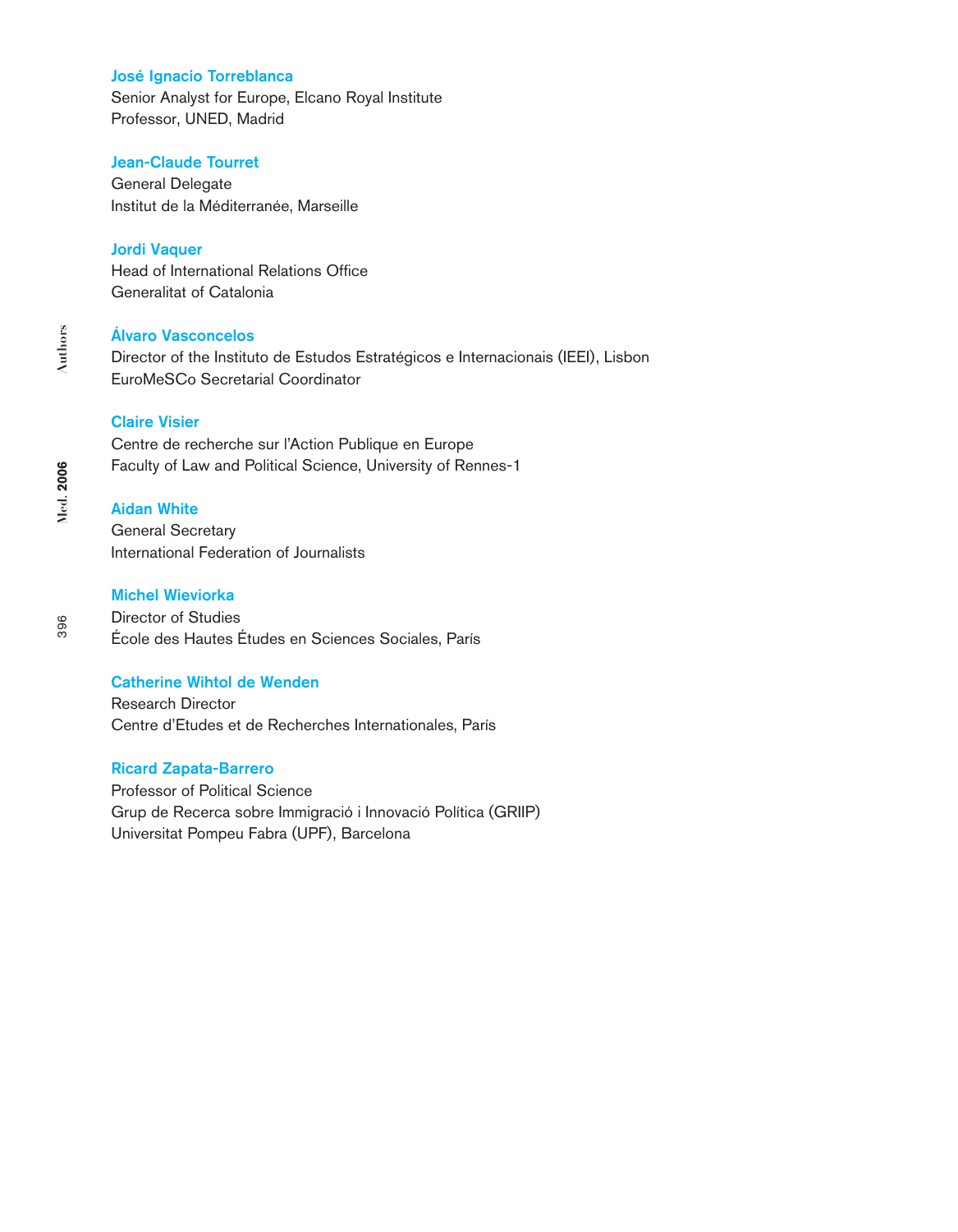**José Ignacio Torreblanca**
Senior Analyst for Europe, Elcano Royal Institute
Professor, UNED, Madrid

**Jean-Claude Tourret**
General Delegate
Institut de la Méditerranée, Marseille

**Jordi Vaquer**
Head of International Relations Office
Generalitat of Catalonia

**Álvaro Vasconcelos**
Director of the Instituto de Estudos Estratégicos e Internacionais (IEEI), Lisbon
EuroMeSCo Secretarial Coordinator

**Claire Visier**
Centre de recherche sur l'Action Publique en Europe
Faculty of Law and Political Science, University of Rennes-1

**Aidan White**
General Secretary
International Federation of Journalists

**Michel Wieviorka**
Director of Studies
École des Hautes Études en Sciences Sociales, París

**Catherine Wihtol de Wenden**
Research Director
Centre d'Etudes et de Recherches Internationales, París

**Ricard Zapata-Barrero**
Professor of Political Science
Grup de Recerca sobre Immigració i Innovació Política (GRIIP)
Universitat Pompeu Fabra (UPF), Barcelona